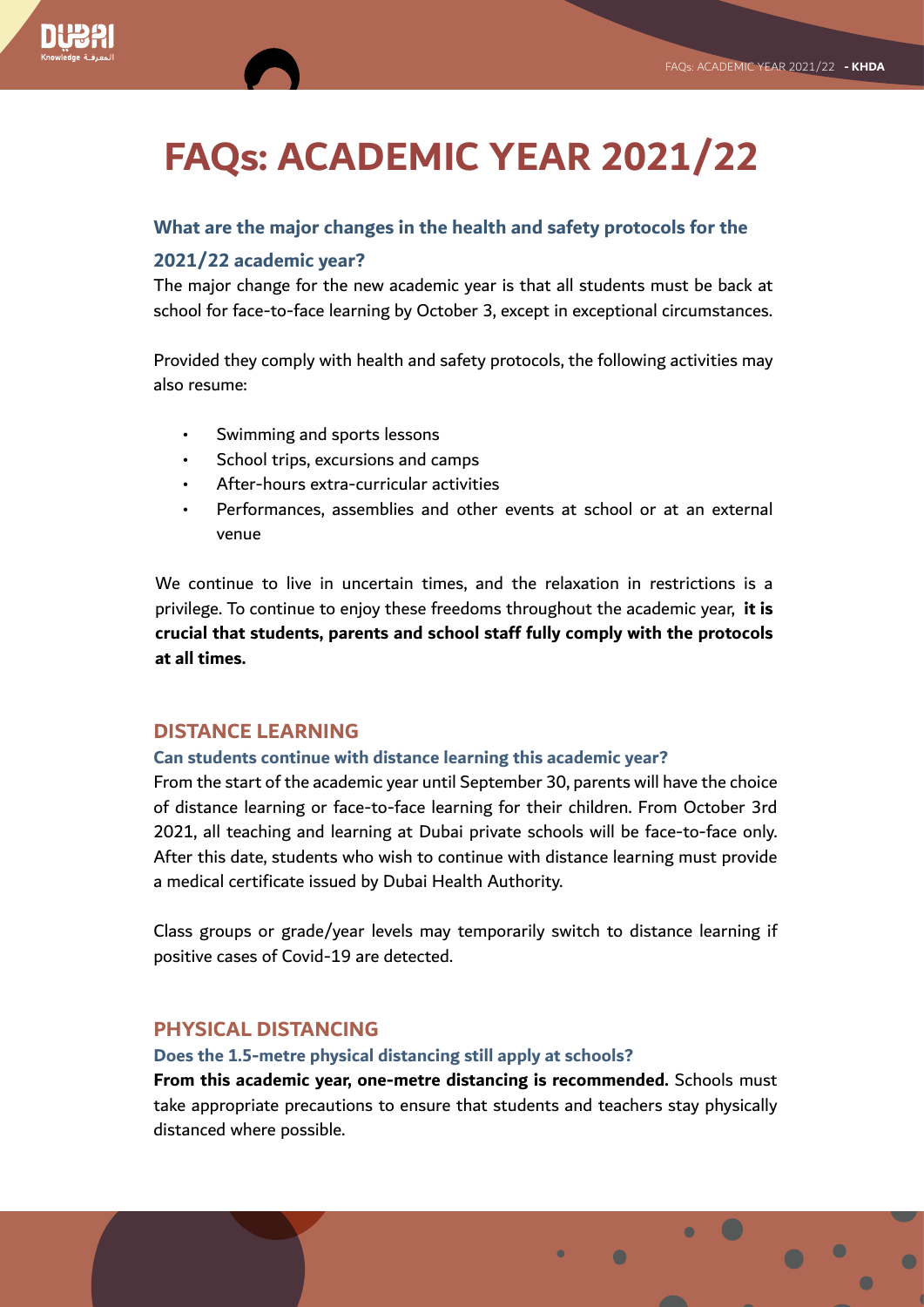# FAQs: ACADEMIC YEAR 2021/22

### What are the major changes in the health and safety protocols for the 2021/22 academic year?

The major change for the new academic year is that all students must be back at school for face-to-face learning by October 3, except in exceptional circumstances.

Provided they comply with health and safety protocols, the following activities may also resume:

- Swimming and sports lessons
- School trips, excursions and camps
- After-hours extra-curricular activities
- Performances, assemblies and other events at school or at an external venue

We continue to live in uncertain times, and the relaxation in restrictions is a privilege. To continue to enjoy these freedoms throughout the academic year, **it is crucial that students, parents and school staff fully comply with the protocols at all times.**

## DISTANCE LEARNING

### Can students continue with distance learning this academic year?

From the start of the academic year until September 30, parents will have the choice of distance learning or face-to-face learning for their children. From October 3rd 2021, all teaching and learning at Dubai private schools will be face-to-face only. After this date, students who wish to continue with distance learning must provide a medical certificate issued by Dubai Health Authority.

Class groups or grade/year levels may temporarily switch to distance learning if positive cases of Covid-19 are detected.

## PHYSICAL DISTANCING

### Does the 1.5-metre physical distancing still apply at schools?

**From this academic year, one-metre distancing is recommended.** Schools must take appropriate precautions to ensure that students and teachers stay physically distanced where possible.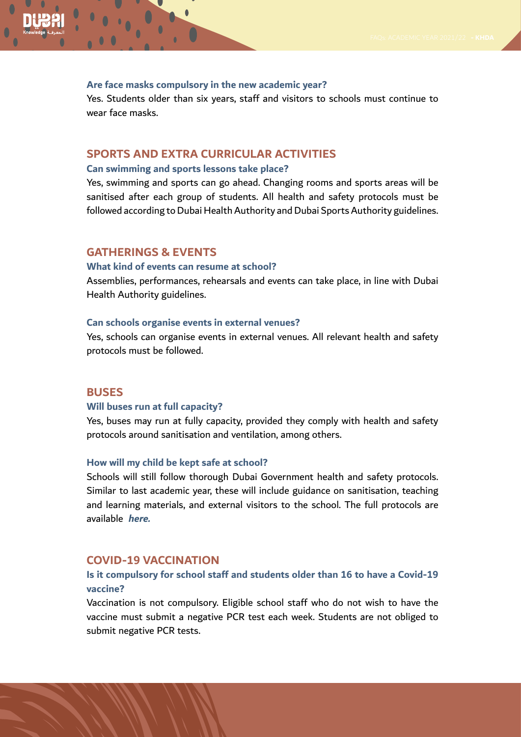**Are face masks compulsory in the new academic year?**

Yes. Students older than six years, staff and visitors to schools must continue to wear face masks.

## SPORTS AND EXTRA CURRICULAR ACTIVITIES

**Can swimming and sports lessons take place?**

Yes, swimming and sports can go ahead. Changing rooms and sports areas will be sanitised after each group of students. All health and safety protocols must be followed according to Dubai Health Authority and Dubai Sports Authority guidelines.

## GATHERINGS & EVENTS

**What kind of events can resume at school?**

Assemblies, performances, rehearsals and events can take place, in line with Dubai Health Authority guidelines.

**Can schools organise events in external venues?**

Yes, schools can organise events in external venues. All relevant health and safety protocols must be followed.

## BUSES

**Will buses run at full capacity?**

Yes, buses may run at fully capacity, provided they comply with health and safety protocols around sanitisation and ventilation, among others.

**How will my child be kept safe at school?**

Schools will still follow thorough Dubai Government health and safety protocols. Similar to last academic year, these will include guidance on sanitisation, teaching and learning materials, and external visitors to the school. The full protocols are available ***here.***

## COVID-19 VACCINATION

**Is it compulsory for school staff and students older than 16 to have a Covid-19 vaccine?**

Vaccination is not compulsory. Eligible school staff who do not wish to have the vaccine must submit a negative PCR test each week. Students are not obliged to submit negative PCR tests.